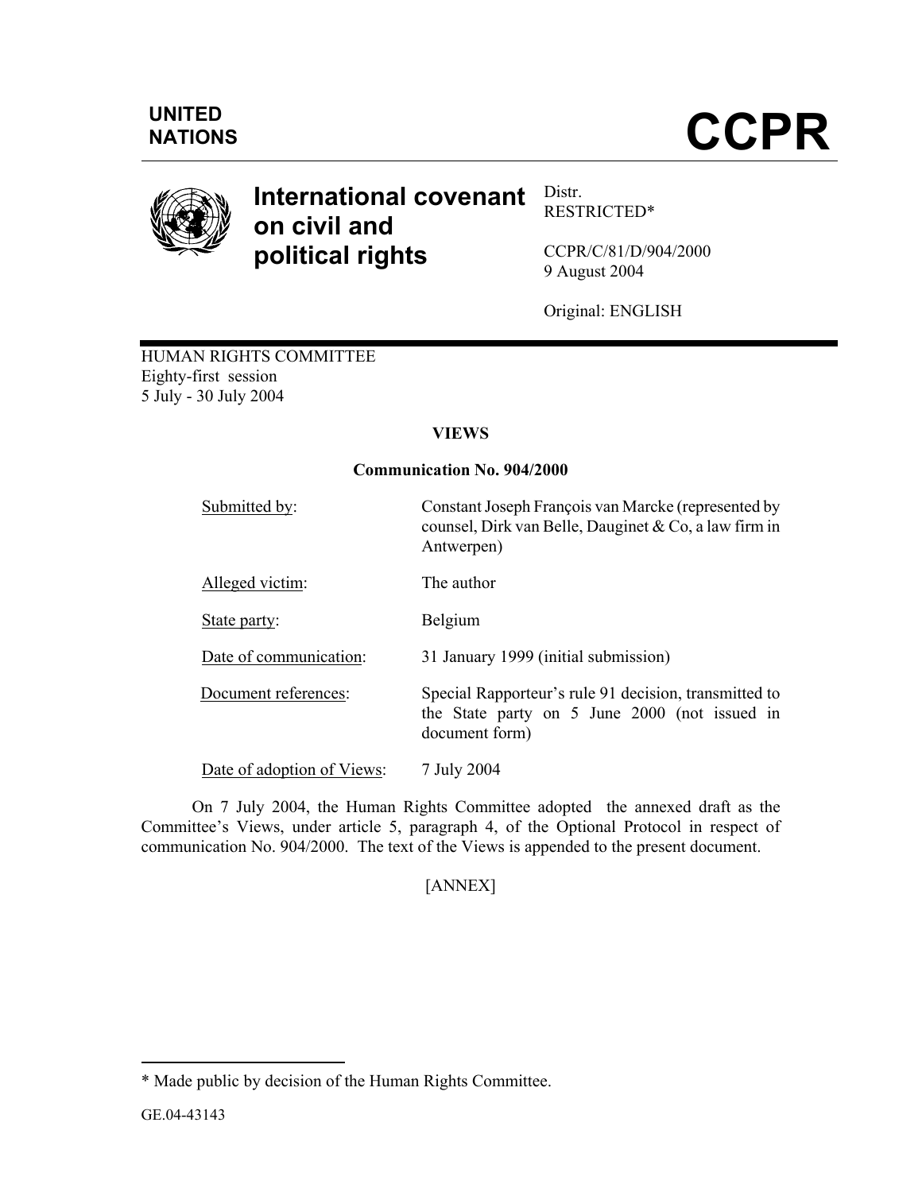UNITED NATIONS

# CCPR

## International covenant on civil and political rights

Distr.
RESTRICTED*

CCPR/C/81/D/904/2000
9 August 2004

Original: ENGLISH

HUMAN RIGHTS COMMITTEE
Eighty-first session
5 July - 30 July 2004

**VIEWS**

**Communication No. 904/2000**

| | |
|---|---|
| Submitted by: | Constant Joseph François van Marcke (represented by counsel, Dirk van Belle, Dauginet & Co, a law firm in Antwerpen) |
| Alleged victim: | The author |
| State party: | Belgium |
| Date of communication: | 31 January 1999 (initial submission) |
| Document references: | Special Rapporteur's rule 91 decision, transmitted to the State party on 5 June 2000 (not issued in document form) |
| Date of adoption of Views: | 7 July 2004 |

On 7 July 2004, the Human Rights Committee adopted the annexed draft as the Committee's Views, under article 5, paragraph 4, of the Optional Protocol in respect of communication No. 904/2000. The text of the Views is appended to the present document.

[ANNEX]

---

\* Made public by decision of the Human Rights Committee.

GE.04-43143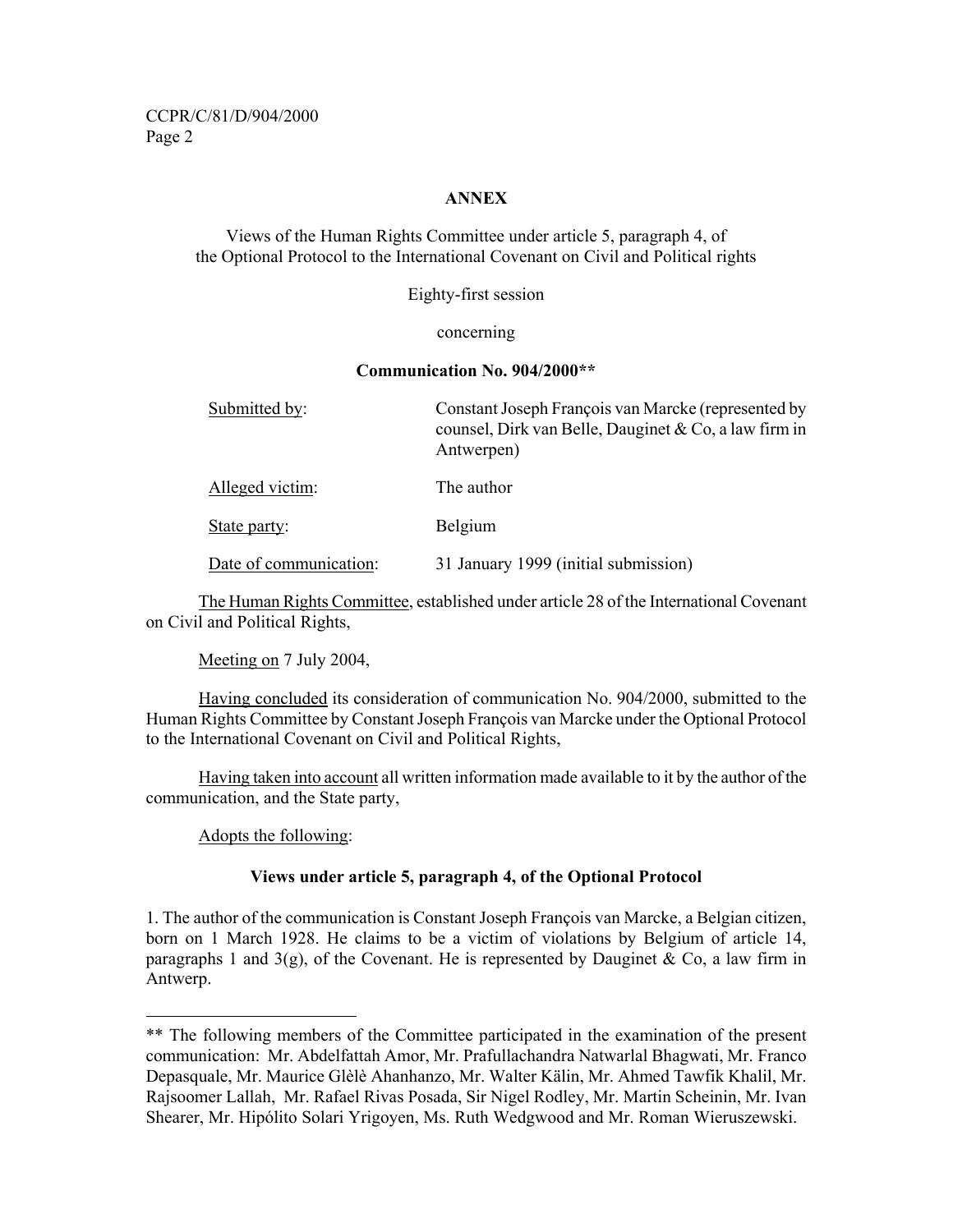**ANNEX**

Views of the Human Rights Committee under article 5, paragraph 4, of the Optional Protocol to the International Covenant on Civil and Political rights

Eighty-first session

concerning

**Communication No. 904/2000****

| | |
|---|---|
| Submitted by: | Constant Joseph François van Marcke (represented by counsel, Dirk van Belle, Dauginet & Co, a law firm in Antwerpen) |
| Alleged victim: | The author |
| State party: | Belgium |
| Date of communication: | 31 January 1999 (initial submission) |

The Human Rights Committee, established under article 28 of the International Covenant on Civil and Political Rights,

Meeting on 7 July 2004,

Having concluded its consideration of communication No. 904/2000, submitted to the Human Rights Committee by Constant Joseph François van Marcke under the Optional Protocol to the International Covenant on Civil and Political Rights,

Having taken into account all written information made available to it by the author of the communication, and the State party,

Adopts the following:

**Views under article 5, paragraph 4, of the Optional Protocol**

1. The author of the communication is Constant Joseph François van Marcke, a Belgian citizen, born on 1 March 1928. He claims to be a victim of violations by Belgium of article 14, paragraphs 1 and 3(g), of the Covenant. He is represented by Dauginet & Co, a law firm in Antwerp.

---

** The following members of the Committee participated in the examination of the present communication: Mr. Abdelfattah Amor, Mr. Prafullachandra Natwarlal Bhagwati, Mr. Franco Depasquale, Mr. Maurice Glèlè Ahanhanzo, Mr. Walter Kälin, Mr. Ahmed Tawfik Khalil, Mr. Rajsoomer Lallah, Mr. Rafael Rivas Posada, Sir Nigel Rodley, Mr. Martin Scheinin, Mr. Ivan Shearer, Mr. Hipólito Solari Yrigoyen, Ms. Ruth Wedgwood and Mr. Roman Wieruszewski.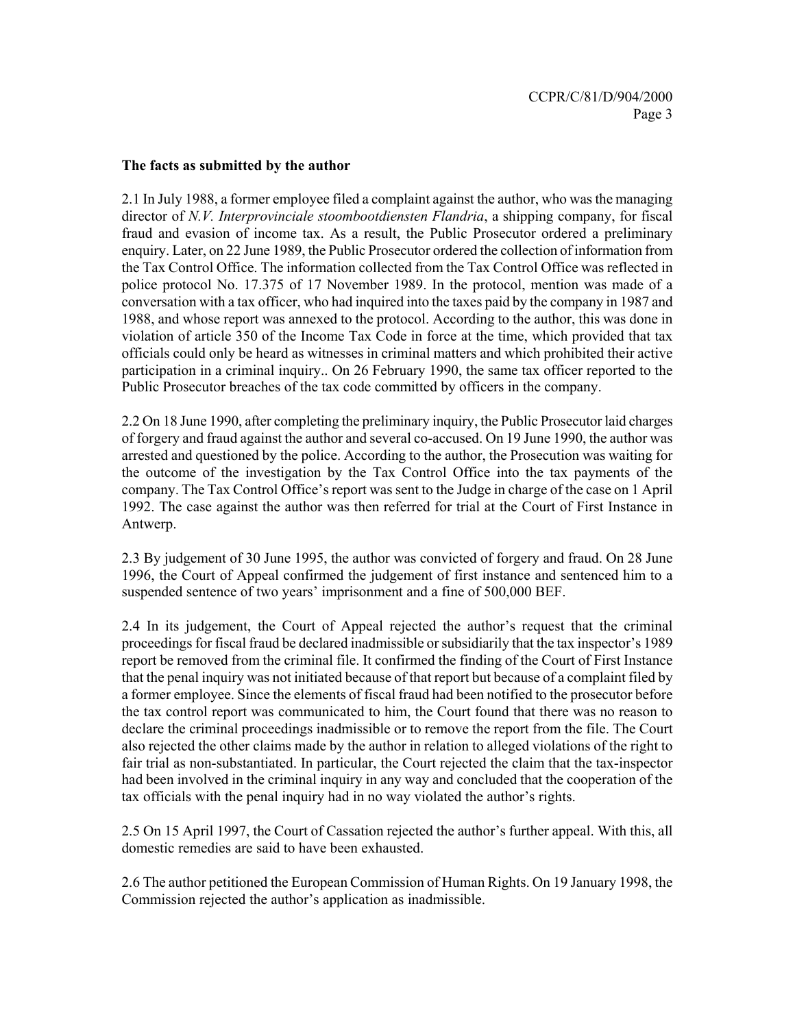**The facts as submitted by the author**

2.1 In July 1988, a former employee filed a complaint against the author, who was the managing director of *N.V. Interprovinciale stoombootdiensten Flandria*, a shipping company, for fiscal fraud and evasion of income tax. As a result, the Public Prosecutor ordered a preliminary enquiry. Later, on 22 June 1989, the Public Prosecutor ordered the collection of information from the Tax Control Office. The information collected from the Tax Control Office was reflected in police protocol No. 17.375 of 17 November 1989. In the protocol, mention was made of a conversation with a tax officer, who had inquired into the taxes paid by the company in 1987 and 1988, and whose report was annexed to the protocol. According to the author, this was done in violation of article 350 of the Income Tax Code in force at the time, which provided that tax officials could only be heard as witnesses in criminal matters and which prohibited their active participation in a criminal inquiry.. On 26 February 1990, the same tax officer reported to the Public Prosecutor breaches of the tax code committed by officers in the company.

2.2 On 18 June 1990, after completing the preliminary inquiry, the Public Prosecutor laid charges of forgery and fraud against the author and several co-accused. On 19 June 1990, the author was arrested and questioned by the police. According to the author, the Prosecution was waiting for the outcome of the investigation by the Tax Control Office into the tax payments of the company. The Tax Control Office's report was sent to the Judge in charge of the case on 1 April 1992. The case against the author was then referred for trial at the Court of First Instance in Antwerp.

2.3 By judgement of 30 June 1995, the author was convicted of forgery and fraud. On 28 June 1996, the Court of Appeal confirmed the judgement of first instance and sentenced him to a suspended sentence of two years' imprisonment and a fine of 500,000 BEF.

2.4 In its judgement, the Court of Appeal rejected the author's request that the criminal proceedings for fiscal fraud be declared inadmissible or subsidiarily that the tax inspector's 1989 report be removed from the criminal file. It confirmed the finding of the Court of First Instance that the penal inquiry was not initiated because of that report but because of a complaint filed by a former employee. Since the elements of fiscal fraud had been notified to the prosecutor before the tax control report was communicated to him, the Court found that there was no reason to declare the criminal proceedings inadmissible or to remove the report from the file. The Court also rejected the other claims made by the author in relation to alleged violations of the right to fair trial as non-substantiated. In particular, the Court rejected the claim that the tax-inspector had been involved in the criminal inquiry in any way and concluded that the cooperation of the tax officials with the penal inquiry had in no way violated the author's rights.

2.5 On 15 April 1997, the Court of Cassation rejected the author's further appeal. With this, all domestic remedies are said to have been exhausted.

2.6 The author petitioned the European Commission of Human Rights. On 19 January 1998, the Commission rejected the author's application as inadmissible.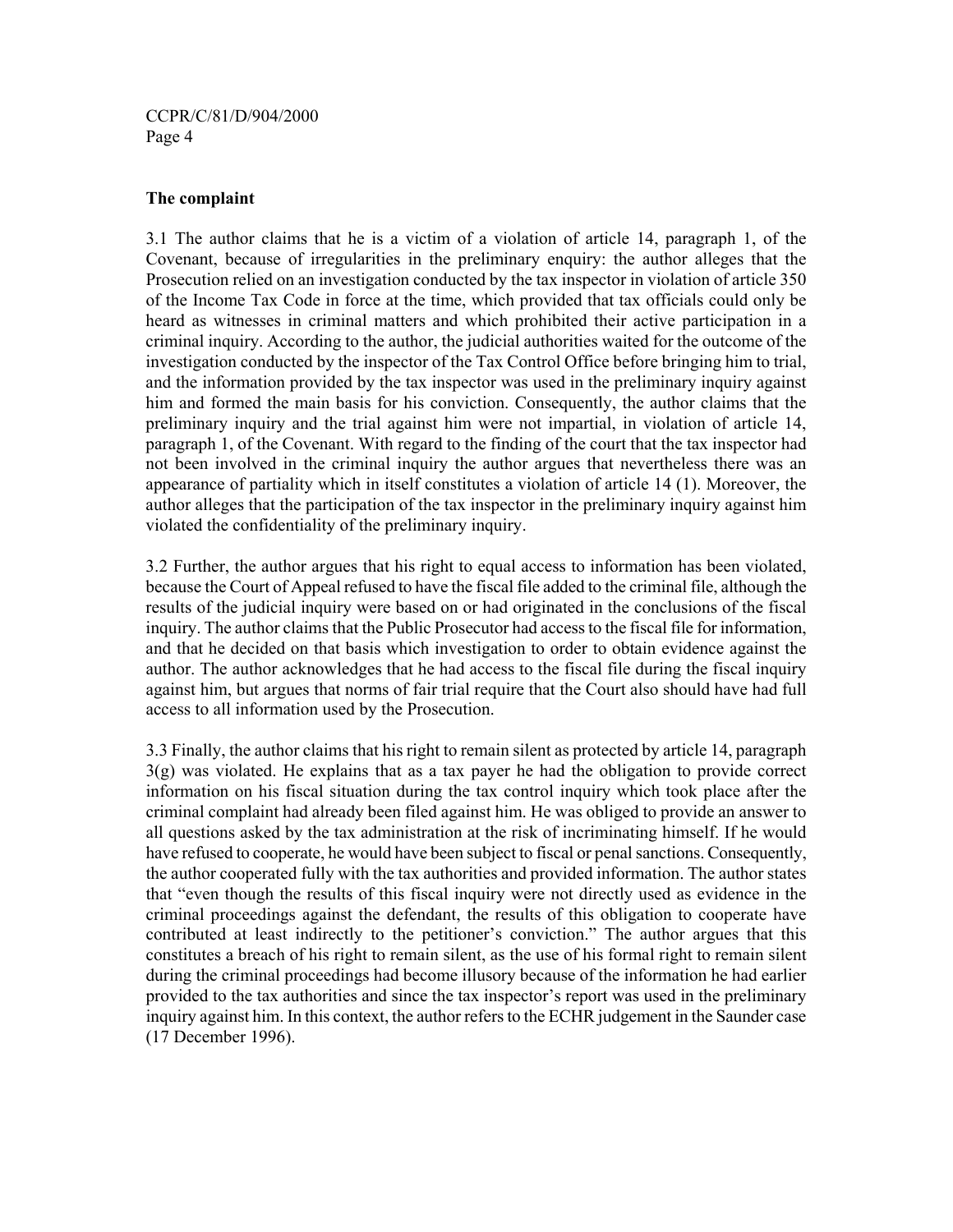**The complaint**

3.1 The author claims that he is a victim of a violation of article 14, paragraph 1, of the Covenant, because of irregularities in the preliminary enquiry: the author alleges that the Prosecution relied on an investigation conducted by the tax inspector in violation of article 350 of the Income Tax Code in force at the time, which provided that tax officials could only be heard as witnesses in criminal matters and which prohibited their active participation in a criminal inquiry. According to the author, the judicial authorities waited for the outcome of the investigation conducted by the inspector of the Tax Control Office before bringing him to trial, and the information provided by the tax inspector was used in the preliminary inquiry against him and formed the main basis for his conviction. Consequently, the author claims that the preliminary inquiry and the trial against him were not impartial, in violation of article 14, paragraph 1, of the Covenant. With regard to the finding of the court that the tax inspector had not been involved in the criminal inquiry the author argues that nevertheless there was an appearance of partiality which in itself constitutes a violation of article 14 (1). Moreover, the author alleges that the participation of the tax inspector in the preliminary inquiry against him violated the confidentiality of the preliminary inquiry.

3.2 Further, the author argues that his right to equal access to information has been violated, because the Court of Appeal refused to have the fiscal file added to the criminal file, although the results of the judicial inquiry were based on or had originated in the conclusions of the fiscal inquiry. The author claims that the Public Prosecutor had access to the fiscal file for information, and that he decided on that basis which investigation to order to obtain evidence against the author. The author acknowledges that he had access to the fiscal file during the fiscal inquiry against him, but argues that norms of fair trial require that the Court also should have had full access to all information used by the Prosecution.

3.3 Finally, the author claims that his right to remain silent as protected by article 14, paragraph 3(g) was violated. He explains that as a tax payer he had the obligation to provide correct information on his fiscal situation during the tax control inquiry which took place after the criminal complaint had already been filed against him. He was obliged to provide an answer to all questions asked by the tax administration at the risk of incriminating himself. If he would have refused to cooperate, he would have been subject to fiscal or penal sanctions. Consequently, the author cooperated fully with the tax authorities and provided information. The author states that "even though the results of this fiscal inquiry were not directly used as evidence in the criminal proceedings against the defendant, the results of this obligation to cooperate have contributed at least indirectly to the petitioner's conviction." The author argues that this constitutes a breach of his right to remain silent, as the use of his formal right to remain silent during the criminal proceedings had become illusory because of the information he had earlier provided to the tax authorities and since the tax inspector's report was used in the preliminary inquiry against him. In this context, the author refers to the ECHR judgement in the Saunder case (17 December 1996).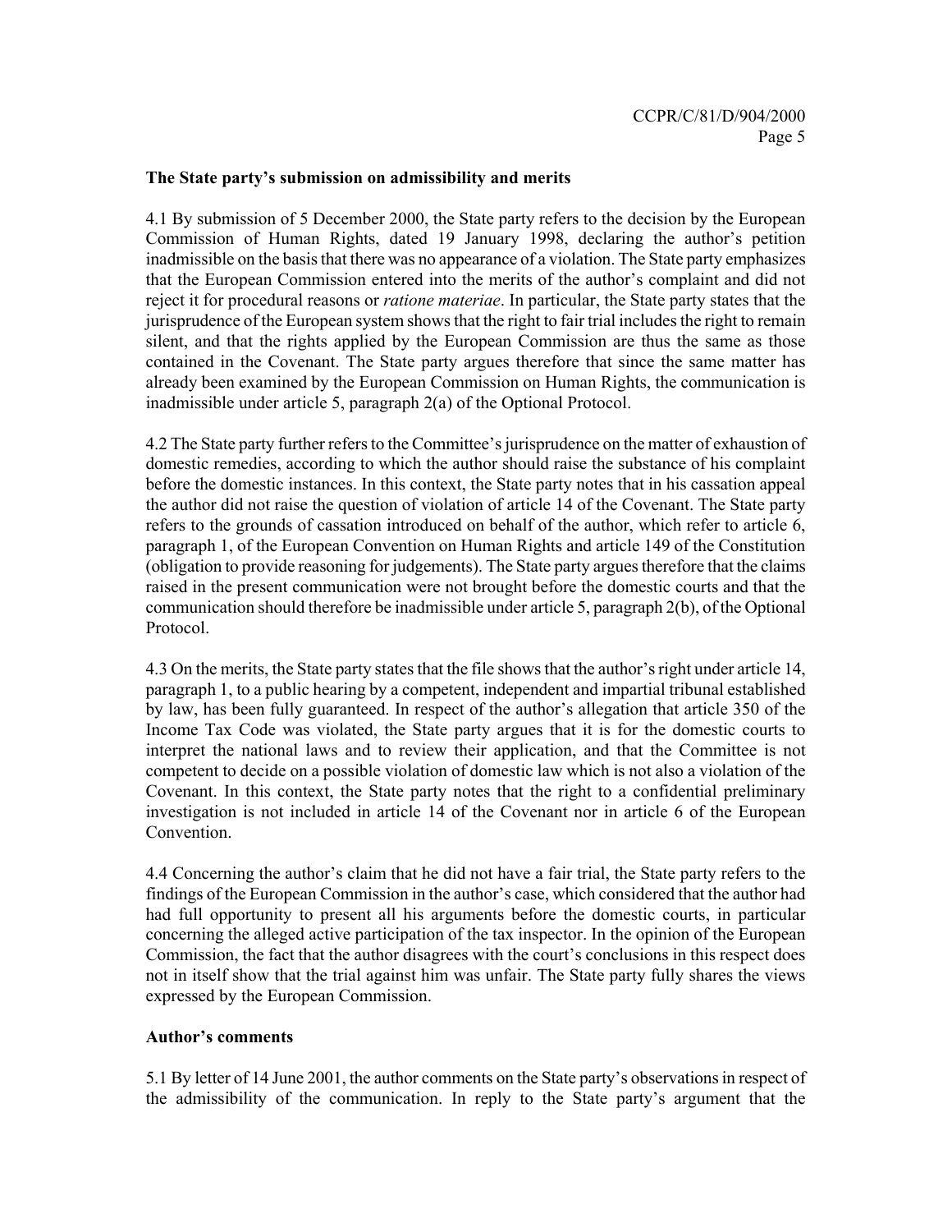**The State party's submission on admissibility and merits**

4.1 By submission of 5 December 2000, the State party refers to the decision by the European Commission of Human Rights, dated 19 January 1998, declaring the author's petition inadmissible on the basis that there was no appearance of a violation. The State party emphasizes that the European Commission entered into the merits of the author's complaint and did not reject it for procedural reasons or *ratione materiae*. In particular, the State party states that the jurisprudence of the European system shows that the right to fair trial includes the right to remain silent, and that the rights applied by the European Commission are thus the same as those contained in the Covenant. The State party argues therefore that since the same matter has already been examined by the European Commission on Human Rights, the communication is inadmissible under article 5, paragraph 2(a) of the Optional Protocol.

4.2 The State party further refers to the Committee's jurisprudence on the matter of exhaustion of domestic remedies, according to which the author should raise the substance of his complaint before the domestic instances. In this context, the State party notes that in his cassation appeal the author did not raise the question of violation of article 14 of the Covenant. The State party refers to the grounds of cassation introduced on behalf of the author, which refer to article 6, paragraph 1, of the European Convention on Human Rights and article 149 of the Constitution (obligation to provide reasoning for judgements). The State party argues therefore that the claims raised in the present communication were not brought before the domestic courts and that the communication should therefore be inadmissible under article 5, paragraph 2(b), of the Optional Protocol.

4.3 On the merits, the State party states that the file shows that the author's right under article 14, paragraph 1, to a public hearing by a competent, independent and impartial tribunal established by law, has been fully guaranteed. In respect of the author's allegation that article 350 of the Income Tax Code was violated, the State party argues that it is for the domestic courts to interpret the national laws and to review their application, and that the Committee is not competent to decide on a possible violation of domestic law which is not also a violation of the Covenant. In this context, the State party notes that the right to a confidential preliminary investigation is not included in article 14 of the Covenant nor in article 6 of the European Convention.

4.4 Concerning the author's claim that he did not have a fair trial, the State party refers to the findings of the European Commission in the author's case, which considered that the author had had full opportunity to present all his arguments before the domestic courts, in particular concerning the alleged active participation of the tax inspector. In the opinion of the European Commission, the fact that the author disagrees with the court's conclusions in this respect does not in itself show that the trial against him was unfair. The State party fully shares the views expressed by the European Commission.

**Author's comments**

5.1 By letter of 14 June 2001, the author comments on the State party's observations in respect of the admissibility of the communication. In reply to the State party's argument that the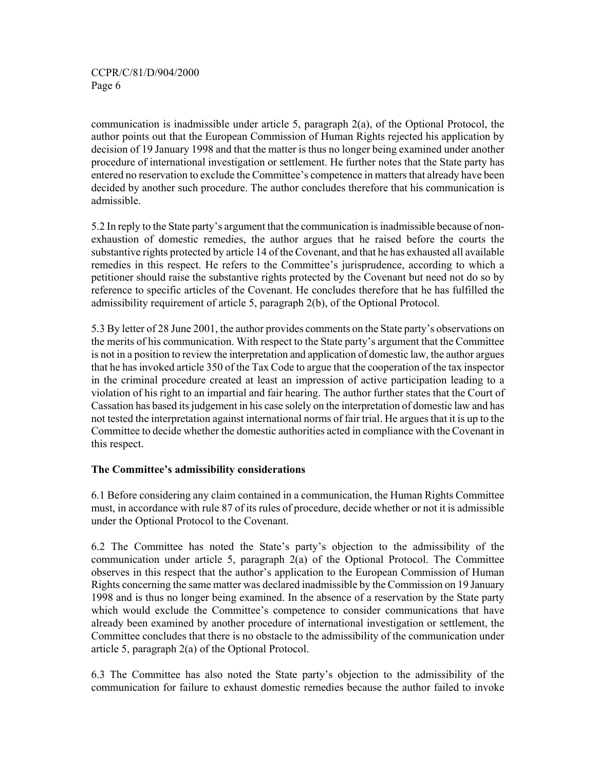communication is inadmissible under article 5, paragraph 2(a), of the Optional Protocol, the author points out that the European Commission of Human Rights rejected his application by decision of 19 January 1998 and that the matter is thus no longer being examined under another procedure of international investigation or settlement. He further notes that the State party has entered no reservation to exclude the Committee's competence in matters that already have been decided by another such procedure. The author concludes therefore that his communication is admissible.

5.2 In reply to the State party's argument that the communication is inadmissible because of non-exhaustion of domestic remedies, the author argues that he raised before the courts the substantive rights protected by article 14 of the Covenant, and that he has exhausted all available remedies in this respect. He refers to the Committee's jurisprudence, according to which a petitioner should raise the substantive rights protected by the Covenant but need not do so by reference to specific articles of the Covenant. He concludes therefore that he has fulfilled the admissibility requirement of article 5, paragraph 2(b), of the Optional Protocol.

5.3 By letter of 28 June 2001, the author provides comments on the State party's observations on the merits of his communication. With respect to the State party's argument that the Committee is not in a position to review the interpretation and application of domestic law, the author argues that he has invoked article 350 of the Tax Code to argue that the cooperation of the tax inspector in the criminal procedure created at least an impression of active participation leading to a violation of his right to an impartial and fair hearing. The author further states that the Court of Cassation has based its judgement in his case solely on the interpretation of domestic law and has not tested the interpretation against international norms of fair trial. He argues that it is up to the Committee to decide whether the domestic authorities acted in compliance with the Covenant in this respect.

**The Committee's admissibility considerations**

6.1 Before considering any claim contained in a communication, the Human Rights Committee must, in accordance with rule 87 of its rules of procedure, decide whether or not it is admissible under the Optional Protocol to the Covenant.

6.2 The Committee has noted the State's party's objection to the admissibility of the communication under article 5, paragraph 2(a) of the Optional Protocol. The Committee observes in this respect that the author's application to the European Commission of Human Rights concerning the same matter was declared inadmissible by the Commission on 19 January 1998 and is thus no longer being examined. In the absence of a reservation by the State party which would exclude the Committee's competence to consider communications that have already been examined by another procedure of international investigation or settlement, the Committee concludes that there is no obstacle to the admissibility of the communication under article 5, paragraph 2(a) of the Optional Protocol.

6.3 The Committee has also noted the State party's objection to the admissibility of the communication for failure to exhaust domestic remedies because the author failed to invoke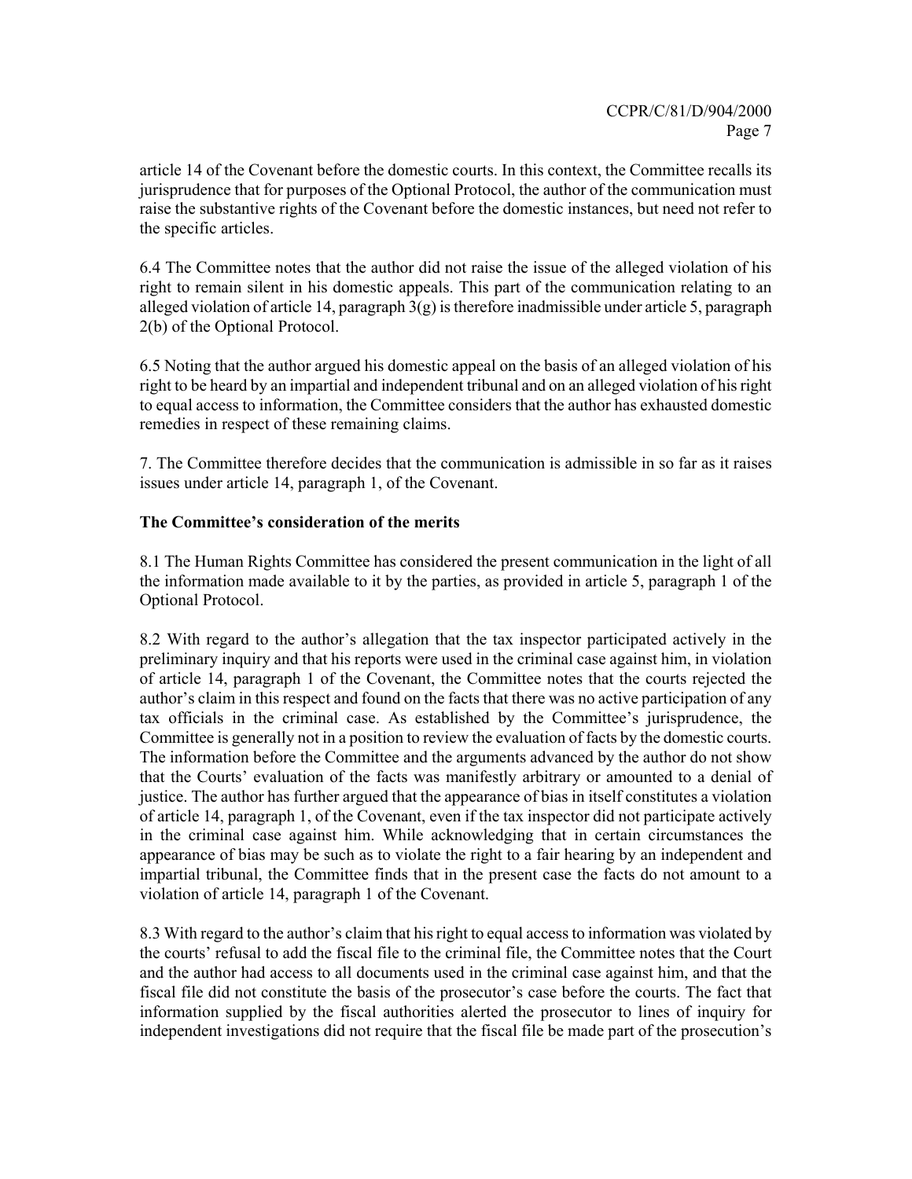article 14 of the Covenant before the domestic courts. In this context, the Committee recalls its jurisprudence that for purposes of the Optional Protocol, the author of the communication must raise the substantive rights of the Covenant before the domestic instances, but need not refer to the specific articles.

6.4 The Committee notes that the author did not raise the issue of the alleged violation of his right to remain silent in his domestic appeals. This part of the communication relating to an alleged violation of article 14, paragraph 3(g) is therefore inadmissible under article 5, paragraph 2(b) of the Optional Protocol.

6.5 Noting that the author argued his domestic appeal on the basis of an alleged violation of his right to be heard by an impartial and independent tribunal and on an alleged violation of his right to equal access to information, the Committee considers that the author has exhausted domestic remedies in respect of these remaining claims.

7. The Committee therefore decides that the communication is admissible in so far as it raises issues under article 14, paragraph 1, of the Covenant.

**The Committee's consideration of the merits**

8.1 The Human Rights Committee has considered the present communication in the light of all the information made available to it by the parties, as provided in article 5, paragraph 1 of the Optional Protocol.

8.2 With regard to the author's allegation that the tax inspector participated actively in the preliminary inquiry and that his reports were used in the criminal case against him, in violation of article 14, paragraph 1 of the Covenant, the Committee notes that the courts rejected the author's claim in this respect and found on the facts that there was no active participation of any tax officials in the criminal case. As established by the Committee's jurisprudence, the Committee is generally not in a position to review the evaluation of facts by the domestic courts. The information before the Committee and the arguments advanced by the author do not show that the Courts' evaluation of the facts was manifestly arbitrary or amounted to a denial of justice. The author has further argued that the appearance of bias in itself constitutes a violation of article 14, paragraph 1, of the Covenant, even if the tax inspector did not participate actively in the criminal case against him. While acknowledging that in certain circumstances the appearance of bias may be such as to violate the right to a fair hearing by an independent and impartial tribunal, the Committee finds that in the present case the facts do not amount to a violation of article 14, paragraph 1 of the Covenant.

8.3 With regard to the author's claim that his right to equal access to information was violated by the courts' refusal to add the fiscal file to the criminal file, the Committee notes that the Court and the author had access to all documents used in the criminal case against him, and that the fiscal file did not constitute the basis of the prosecutor's case before the courts. The fact that information supplied by the fiscal authorities alerted the prosecutor to lines of inquiry for independent investigations did not require that the fiscal file be made part of the prosecution's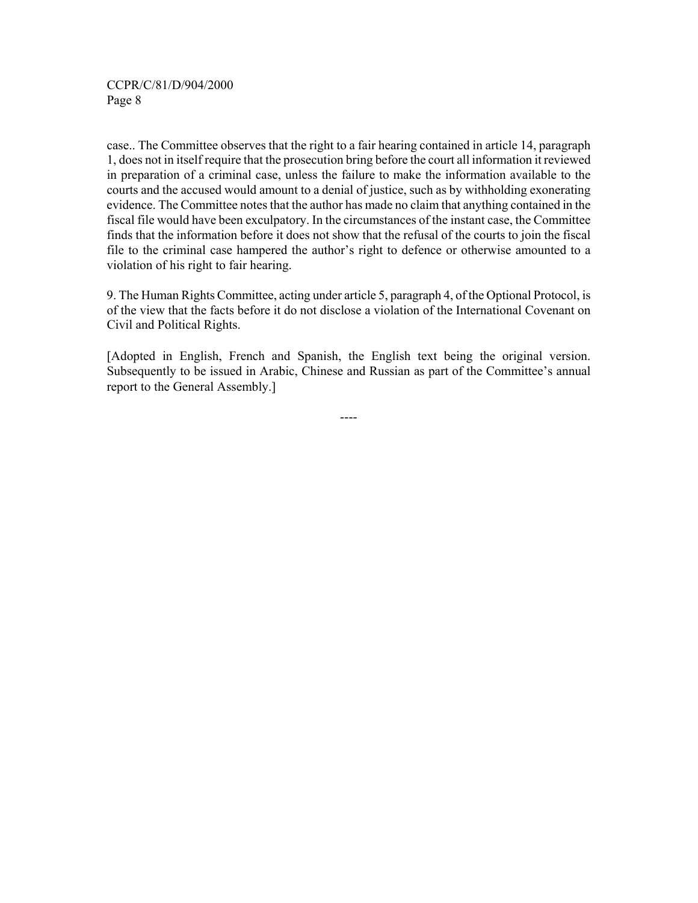case.. The Committee observes that the right to a fair hearing contained in article 14, paragraph 1, does not in itself require that the prosecution bring before the court all information it reviewed in preparation of a criminal case, unless the failure to make the information available to the courts and the accused would amount to a denial of justice, such as by withholding exonerating evidence. The Committee notes that the author has made no claim that anything contained in the fiscal file would have been exculpatory. In the circumstances of the instant case, the Committee finds that the information before it does not show that the refusal of the courts to join the fiscal file to the criminal case hampered the author's right to defence or otherwise amounted to a violation of his right to fair hearing.

9. The Human Rights Committee, acting under article 5, paragraph 4, of the Optional Protocol, is of the view that the facts before it do not disclose a violation of the International Covenant on Civil and Political Rights.

[Adopted in English, French and Spanish, the English text being the original version. Subsequently to be issued in Arabic, Chinese and Russian as part of the Committee's annual report to the General Assembly.]

----